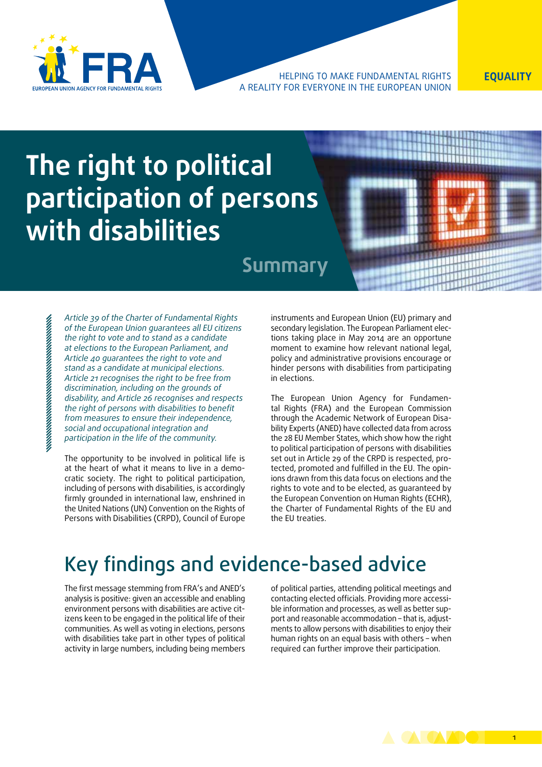HELPING TO MAKE FUNDAMENTAL RIGHTS
A REALITY FOR EVERYONE IN THE EUROPEAN UNION

EQUALITY

# The right to political participation of persons with disabilities

## Summary

*Article 39 of the Charter of Fundamental Rights of the European Union guarantees all EU citizens the right to vote and to stand as a candidate at elections to the European Parliament, and Article 40 guarantees the right to vote and stand as a candidate at municipal elections. Article 21 recognises the right to be free from discrimination, including on the grounds of disability, and Article 26 recognises and respects the right of persons with disabilities to benefit from measures to ensure their independence, social and occupational integration and participation in the life of the community.*

The opportunity to be involved in political life is at the heart of what it means to live in a democratic society. The right to political participation, including of persons with disabilities, is accordingly firmly grounded in international law, enshrined in the United Nations (UN) Convention on the Rights of Persons with Disabilities (CRPD), Council of Europe instruments and European Union (EU) primary and secondary legislation. The European Parliament elections taking place in May 2014 are an opportune moment to examine how relevant national legal, policy and administrative provisions encourage or hinder persons with disabilities from participating in elections.

The European Union Agency for Fundamental Rights (FRA) and the European Commission through the Academic Network of European Disability Experts (ANED) have collected data from across the 28 EU Member States, which show how the right to political participation of persons with disabilities set out in Article 29 of the CRPD is respected, protected, promoted and fulfilled in the EU. The opinions drawn from this data focus on elections and the rights to vote and to be elected, as guaranteed by the European Convention on Human Rights (ECHR), the Charter of Fundamental Rights of the EU and the EU treaties.

# Key findings and evidence-based advice

The first message stemming from FRA's and ANED's analysis is positive: given an accessible and enabling environment persons with disabilities are active citizens keen to be engaged in the political life of their communities. As well as voting in elections, persons with disabilities take part in other types of political activity in large numbers, including being members of political parties, attending political meetings and contacting elected officials. Providing more accessible information and processes, as well as better support and reasonable accommodation – that is, adjustments to allow persons with disabilities to enjoy their human rights on an equal basis with others – when required can further improve their participation.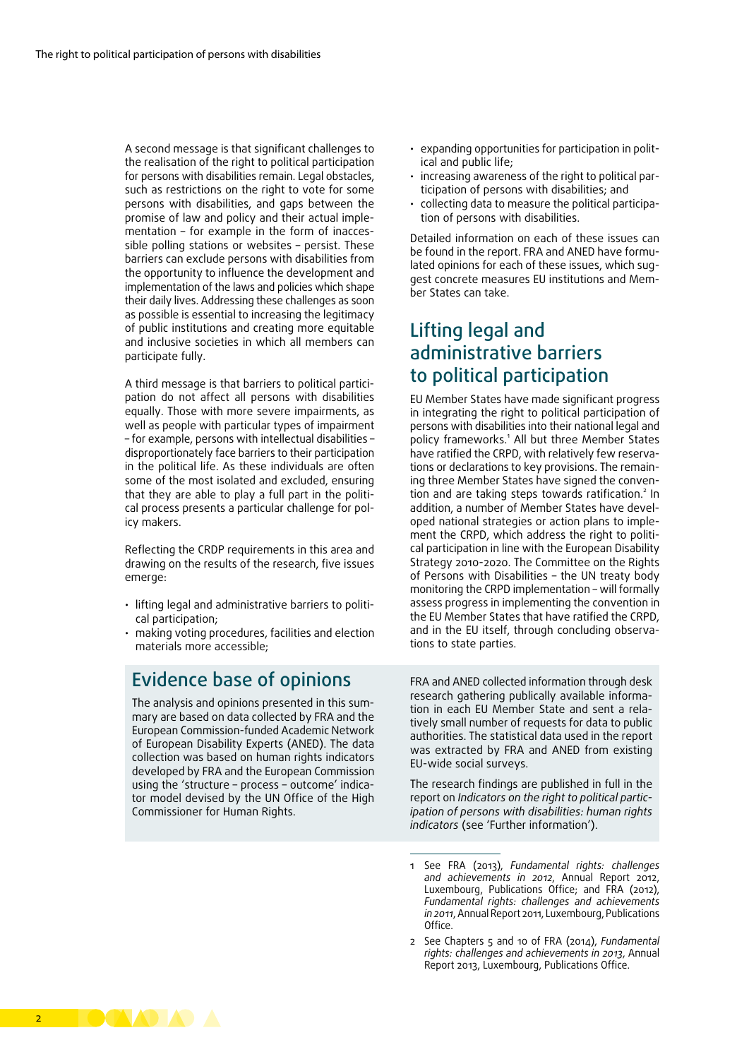A second message is that significant challenges to the realisation of the right to political participation for persons with disabilities remain. Legal obstacles, such as restrictions on the right to vote for some persons with disabilities, and gaps between the promise of law and policy and their actual implementation – for example in the form of inaccessible polling stations or websites – persist. These barriers can exclude persons with disabilities from the opportunity to influence the development and implementation of the laws and policies which shape their daily lives. Addressing these challenges as soon as possible is essential to increasing the legitimacy of public institutions and creating more equitable and inclusive societies in which all members can participate fully.

A third message is that barriers to political participation do not affect all persons with disabilities equally. Those with more severe impairments, as well as people with particular types of impairment – for example, persons with intellectual disabilities – disproportionately face barriers to their participation in the political life. As these individuals are often some of the most isolated and excluded, ensuring that they are able to play a full part in the political process presents a particular challenge for policy makers.

Reflecting the CRDP requirements in this area and drawing on the results of the research, five issues emerge:

- lifting legal and administrative barriers to political participation;
- making voting procedures, facilities and election materials more accessible;
- expanding opportunities for participation in political and public life;
- increasing awareness of the right to political participation of persons with disabilities; and
- collecting data to measure the political participation of persons with disabilities.

Detailed information on each of these issues can be found in the report. FRA and ANED have formulated opinions for each of these issues, which suggest concrete measures EU institutions and Member States can take.

## Evidence base of opinions

The analysis and opinions presented in this summary are based on data collected by FRA and the European Commission-funded Academic Network of European Disability Experts (ANED). The data collection was based on human rights indicators developed by FRA and the European Commission using the 'structure – process – outcome' indicator model devised by the UN Office of the High Commissioner for Human Rights.

FRA and ANED collected information through desk research gathering publically available information in each EU Member State and sent a relatively small number of requests for data to public authorities. The statistical data used in the report was extracted by FRA and ANED from existing EU-wide social surveys.

The research findings are published in full in the report on *Indicators on the right to political participation of persons with disabilities: human rights indicators* (see 'Further information').

## Lifting legal and administrative barriers to political participation

EU Member States have made significant progress in integrating the right to political participation of persons with disabilities into their national legal and policy frameworks.[1] All but three Member States have ratified the CRPD, with relatively few reservations or declarations to key provisions. The remaining three Member States have signed the convention and are taking steps towards ratification.[2] In addition, a number of Member States have developed national strategies or action plans to implement the CRPD, which address the right to political participation in line with the European Disability Strategy 2010-2020. The Committee on the Rights of Persons with Disabilities – the UN treaty body monitoring the CRPD implementation – will formally assess progress in implementing the convention in the EU Member States that have ratified the CRPD, and in the EU itself, through concluding observations to state parties.

---

1 See FRA (2013), *Fundamental rights: challenges and achievements in 2012*, Annual Report 2012, Luxembourg, Publications Office; and FRA (2012), *Fundamental rights: challenges and achievements in 2011*, Annual Report 2011, Luxembourg, Publications Office.

2 See Chapters 5 and 10 of FRA (2014), *Fundamental rights: challenges and achievements in 2013*, Annual Report 2013, Luxembourg, Publications Office.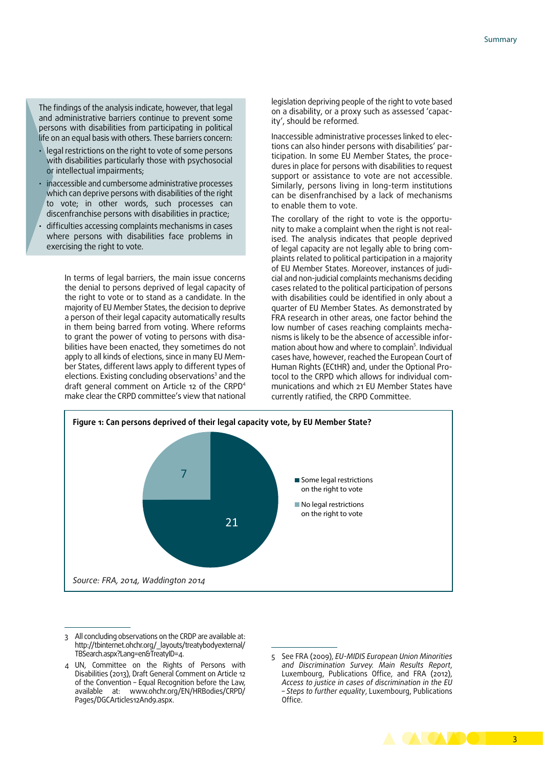The findings of the analysis indicate, however, that legal and administrative barriers continue to prevent some persons with disabilities from participating in political life on an equal basis with others. These barriers concern:

- legal restrictions on the right to vote of some persons with disabilities particularly those with psychosocial or intellectual impairments;
- inaccessible and cumbersome administrative processes which can deprive persons with disabilities of the right to vote; in other words, such processes can discenfranchise persons with disabilities in practice;
- difficulties accessing complaints mechanisms in cases where persons with disabilities face problems in exercising the right to vote.

In terms of legal barriers, the main issue concerns the denial to persons deprived of legal capacity of the right to vote or to stand as a candidate. In the majority of EU Member States, the decision to deprive a person of their legal capacity automatically results in them being barred from voting. Where reforms to grant the power of voting to persons with disabilities have been enacted, they sometimes do not apply to all kinds of elections, since in many EU Member States, different laws apply to different types of elections. Existing concluding observations[3] and the draft general comment on Article 12 of the CRPD[4] make clear the CRPD committee's view that national legislation depriving people of the right to vote based on a disability, or a proxy such as assessed 'capacity', should be reformed.

Inaccessible administrative processes linked to elections can also hinder persons with disabilities' participation. In some EU Member States, the procedures in place for persons with disabilities to request support or assistance to vote are not accessible. Similarly, persons living in long-term institutions can be disenfranchised by a lack of mechanisms to enable them to vote.

The corollary of the right to vote is the opportunity to make a complaint when the right is not realised. The analysis indicates that people deprived of legal capacity are not legally able to bring complaints related to political participation in a majority of EU Member States. Moreover, instances of judicial and non-judicial complaints mechanisms deciding cases related to the political participation of persons with disabilities could be identified in only about a quarter of EU Member States. As demonstrated by FRA research in other areas, one factor behind the low number of cases reaching complaints mechanisms is likely to be the absence of accessible information about how and where to complain[5]. Individual cases have, however, reached the European Court of Human Rights (ECtHR) and, under the Optional Protocol to the CRPD which allows for individual communications and which 21 EU Member States have currently ratified, the CRPD Committee.

**Figure 1: Can persons deprived of their legal capacity vote, by EU Member State?**

| | Number of EU Member States |
|---|---|
| Some legal restrictions on the right to vote | 21 |
| No legal restrictions on the right to vote | 7 |

*Source: FRA, 2014, Waddington 2014*

---

3 All concluding observations on the CRDP are available at: http://tbinternet.ohchr.org/_layouts/treatybodyexternal/TBSearch.aspx?Lang=en&TreatyID=4.

4 UN, Committee on the Rights of Persons with Disabilities (2013), Draft General Comment on Article 12 of the Convention – Equal Recognition before the Law, available at: www.ohchr.org/EN/HRBodies/CRPD/Pages/DGCArticles12And9.aspx.

5 See FRA (2009), *EU-MIDIS European Union Minorities and Discrimination Survey. Main Results Report*, Luxembourg, Publications Office, and FRA (2012), *Access to justice in cases of discrimination in the EU – Steps to further equality*, Luxembourg, Publications Office.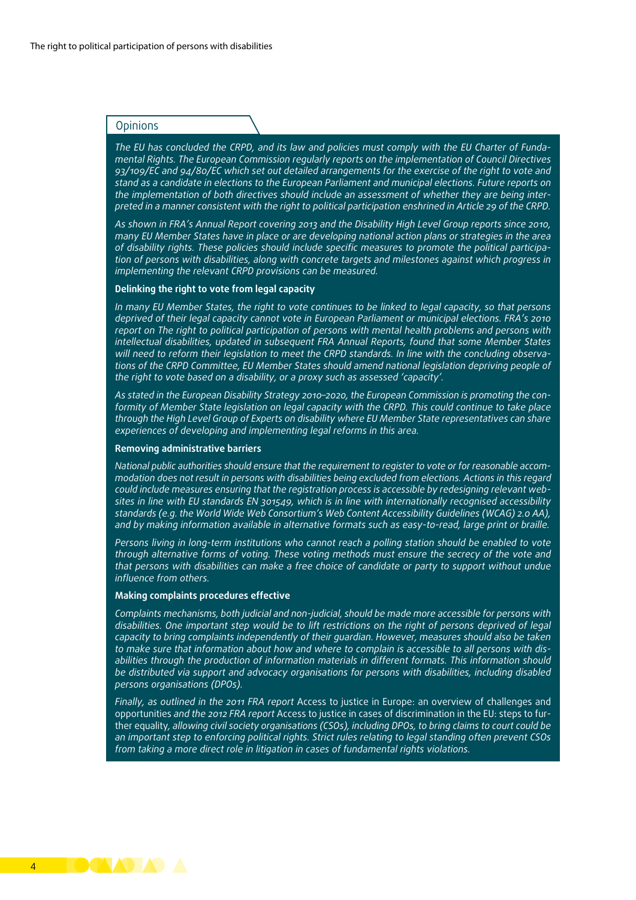## Opinions

*The EU has concluded the CRPD, and its law and policies must comply with the EU Charter of Fundamental Rights. The European Commission regularly reports on the implementation of Council Directives 93/109/EC and 94/80/EC which set out detailed arrangements for the exercise of the right to vote and stand as a candidate in elections to the European Parliament and municipal elections. Future reports on the implementation of both directives should include an assessment of whether they are being interpreted in a manner consistent with the right to political participation enshrined in Article 29 of the CRPD.*

*As shown in FRA's Annual Report covering 2013 and the Disability High Level Group reports since 2010, many EU Member States have in place or are developing national action plans or strategies in the area of disability rights. These policies should include specific measures to promote the political participation of persons with disabilities, along with concrete targets and milestones against which progress in implementing the relevant CRPD provisions can be measured.*

### Delinking the right to vote from legal capacity

*In many EU Member States, the right to vote continues to be linked to legal capacity, so that persons deprived of their legal capacity cannot vote in European Parliament or municipal elections. FRA's 2010 report on The right to political participation of persons with mental health problems and persons with intellectual disabilities, updated in subsequent FRA Annual Reports, found that some Member States will need to reform their legislation to meet the CRPD standards. In line with the concluding observations of the CRPD Committee, EU Member States should amend national legislation depriving people of the right to vote based on a disability, or a proxy such as assessed 'capacity'.*

*As stated in the European Disability Strategy 2010–2020, the European Commission is promoting the conformity of Member State legislation on legal capacity with the CRPD. This could continue to take place through the High Level Group of Experts on disability where EU Member State representatives can share experiences of developing and implementing legal reforms in this area.*

### Removing administrative barriers

*National public authorities should ensure that the requirement to register to vote or for reasonable accommodation does not result in persons with disabilities being excluded from elections. Actions in this regard could include measures ensuring that the registration process is accessible by redesigning relevant websites in line with EU standards EN 301549, which is in line with internationally recognised accessibility standards (e.g. the World Wide Web Consortium's Web Content Accessibility Guidelines (WCAG) 2.0 AA), and by making information available in alternative formats such as easy-to-read, large print or braille.*

*Persons living in long-term institutions who cannot reach a polling station should be enabled to vote through alternative forms of voting. These voting methods must ensure the secrecy of the vote and that persons with disabilities can make a free choice of candidate or party to support without undue influence from others.*

### Making complaints procedures effective

*Complaints mechanisms, both judicial and non-judicial, should be made more accessible for persons with disabilities. One important step would be to lift restrictions on the right of persons deprived of legal capacity to bring complaints independently of their guardian. However, measures should also be taken to make sure that information about how and where to complain is accessible to all persons with disabilities through the production of information materials in different formats. This information should be distributed via support and advocacy organisations for persons with disabilities, including disabled persons organisations (DPOs).*

*Finally, as outlined in the 2011 FRA report* Access to justice in Europe: an overview of challenges and opportunities *and the 2012 FRA report* Access to justice in cases of discrimination in the EU: steps to further equality, *allowing civil society organisations (CSOs), including DPOs, to bring claims to court could be an important step to enforcing political rights. Strict rules relating to legal standing often prevent CSOs from taking a more direct role in litigation in cases of fundamental rights violations.*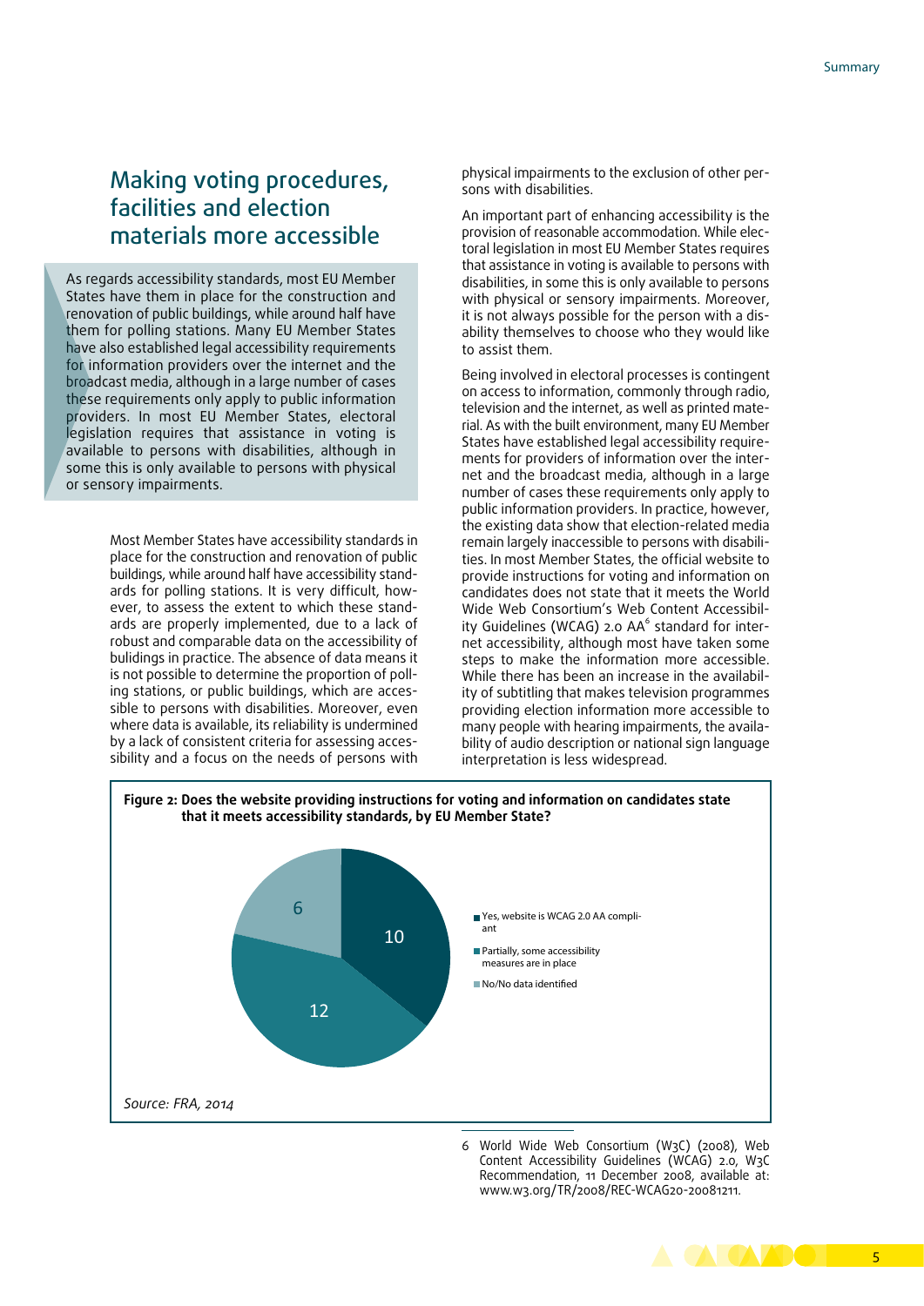## Making voting procedures, facilities and election materials more accessible

As regards accessibility standards, most EU Member States have them in place for the construction and renovation of public buildings, while around half have them for polling stations. Many EU Member States have also established legal accessibility requirements for information providers over the internet and the broadcast media, although in a large number of cases these requirements only apply to public information providers. In most EU Member States, electoral legislation requires that assistance in voting is available to persons with disabilities, although in some this is only available to persons with physical or sensory impairments.

Most Member States have accessibility standards in place for the construction and renovation of public buildings, while around half have accessibility standards for polling stations. It is very difficult, however, to assess the extent to which these standards are properly implemented, due to a lack of robust and comparable data on the accessibility of bulidings in practice. The absence of data means it is not possible to determine the proportion of polling stations, or public buildings, which are accessible to persons with disabilities. Moreover, even where data is available, its reliability is undermined by a lack of consistent criteria for assessing accessibility and a focus on the needs of persons with physical impairments to the exclusion of other persons with disabilities.

An important part of enhancing accessibility is the provision of reasonable accommodation. While electoral legislation in most EU Member States requires that assistance in voting is available to persons with disabilities, in some this is only available to persons with physical or sensory impairments. Moreover, it is not always possible for the person with a disability themselves to choose who they would like to assist them.

Being involved in electoral processes is contingent on access to information, commonly through radio, television and the internet, as well as printed material. As with the built environment, many EU Member States have established legal accessibility requirements for providers of information over the internet and the broadcast media, although in a large number of cases these requirements only apply to public information providers. In practice, however, the existing data show that election-related media remain largely inaccessible to persons with disabilities. In most Member States, the official website to provide instructions for voting and information on candidates does not state that it meets the World Wide Web Consortium's Web Content Accessibility Guidelines (WCAG) 2.0 AA[6] standard for internet accessibility, although most have taken some steps to make the information more accessible. While there has been an increase in the availability of subtitling that makes television programmes providing election information more accessible to many people with hearing impairments, the availability of audio description or national sign language interpretation is less widespread.

**Figure 2: Does the website providing instructions for voting and information on candidates state that it meets accessibility standards, by EU Member State?**

| Response | Number of EU Member States |
|---|---|
| Yes, website is WCAG 2.0 AA compliant | 10 |
| Partially, some accessibility measures are in place | 12 |
| No/No data identified | 6 |

*Source: FRA, 2014*

6 World Wide Web Consortium (W3C) (2008), Web Content Accessibility Guidelines (WCAG) 2.0, W3C Recommendation, 11 December 2008, available at: www.w3.org/TR/2008/REC-WCAG20-20081211.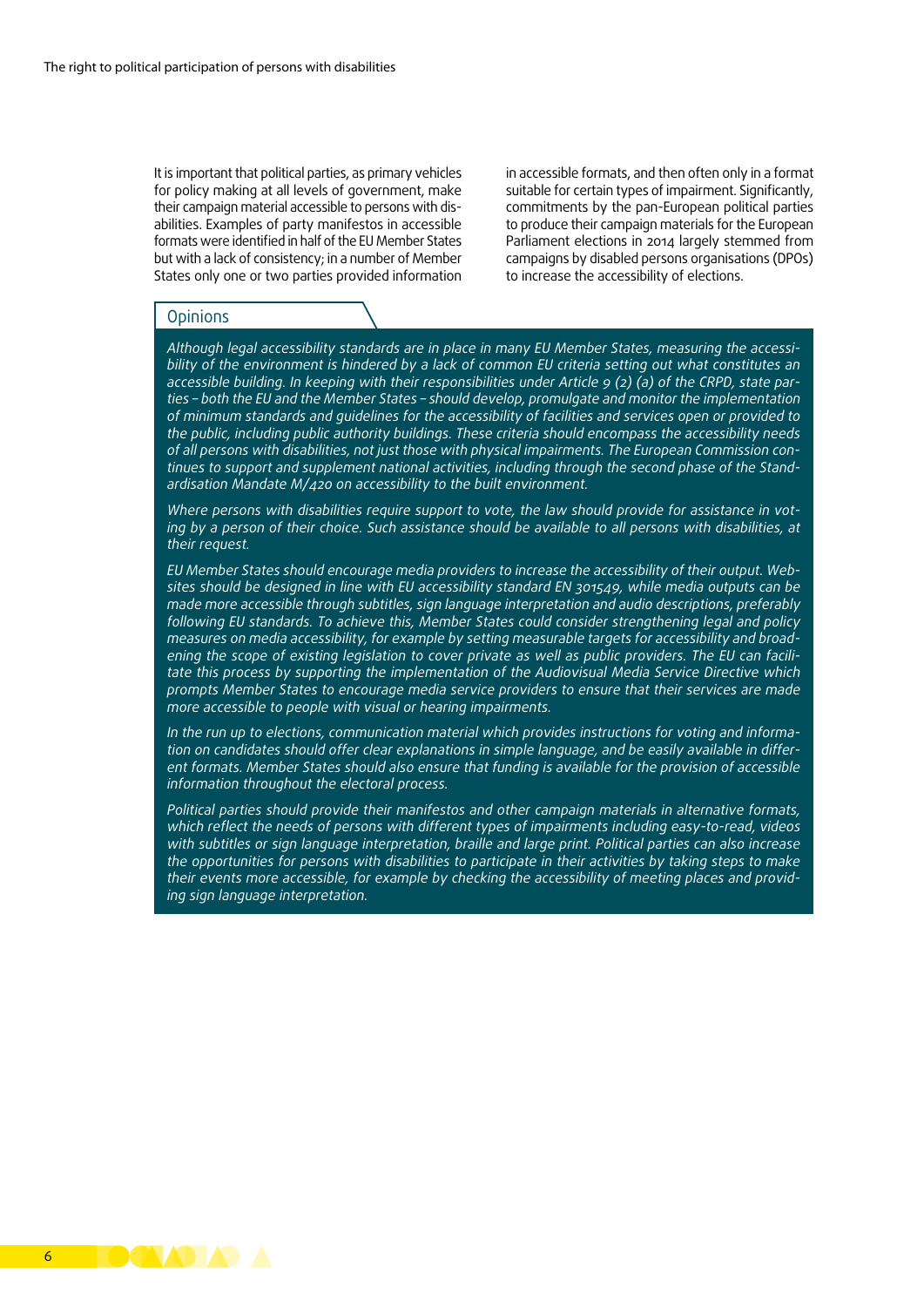It is important that political parties, as primary vehicles for policy making at all levels of government, make their campaign material accessible to persons with disabilities. Examples of party manifestos in accessible formats were identified in half of the EU Member States but with a lack of consistency; in a number of Member States only one or two parties provided information in accessible formats, and then often only in a format suitable for certain types of impairment. Significantly, commitments by the pan-European political parties to produce their campaign materials for the European Parliament elections in 2014 largely stemmed from campaigns by disabled persons organisations (DPOs) to increase the accessibility of elections.

## Opinions

*Although legal accessibility standards are in place in many EU Member States, measuring the accessibility of the environment is hindered by a lack of common EU criteria setting out what constitutes an accessible building. In keeping with their responsibilities under Article 9 (2) (a) of the CRPD, state parties – both the EU and the Member States – should develop, promulgate and monitor the implementation of minimum standards and guidelines for the accessibility of facilities and services open or provided to the public, including public authority buildings. These criteria should encompass the accessibility needs of all persons with disabilities, not just those with physical impairments. The European Commission continues to support and supplement national activities, including through the second phase of the Standardisation Mandate M/420 on accessibility to the built environment.*

*Where persons with disabilities require support to vote, the law should provide for assistance in voting by a person of their choice. Such assistance should be available to all persons with disabilities, at their request.*

*EU Member States should encourage media providers to increase the accessibility of their output. Websites should be designed in line with EU accessibility standard EN 301549, while media outputs can be made more accessible through subtitles, sign language interpretation and audio descriptions, preferably following EU standards. To achieve this, Member States could consider strengthening legal and policy measures on media accessibility, for example by setting measurable targets for accessibility and broadening the scope of existing legislation to cover private as well as public providers. The EU can facilitate this process by supporting the implementation of the Audiovisual Media Service Directive which prompts Member States to encourage media service providers to ensure that their services are made more accessible to people with visual or hearing impairments.*

*In the run up to elections, communication material which provides instructions for voting and information on candidates should offer clear explanations in simple language, and be easily available in different formats. Member States should also ensure that funding is available for the provision of accessible information throughout the electoral process.*

*Political parties should provide their manifestos and other campaign materials in alternative formats, which reflect the needs of persons with different types of impairments including easy-to-read, videos with subtitles or sign language interpretation, braille and large print. Political parties can also increase the opportunities for persons with disabilities to participate in their activities by taking steps to make their events more accessible, for example by checking the accessibility of meeting places and providing sign language interpretation.*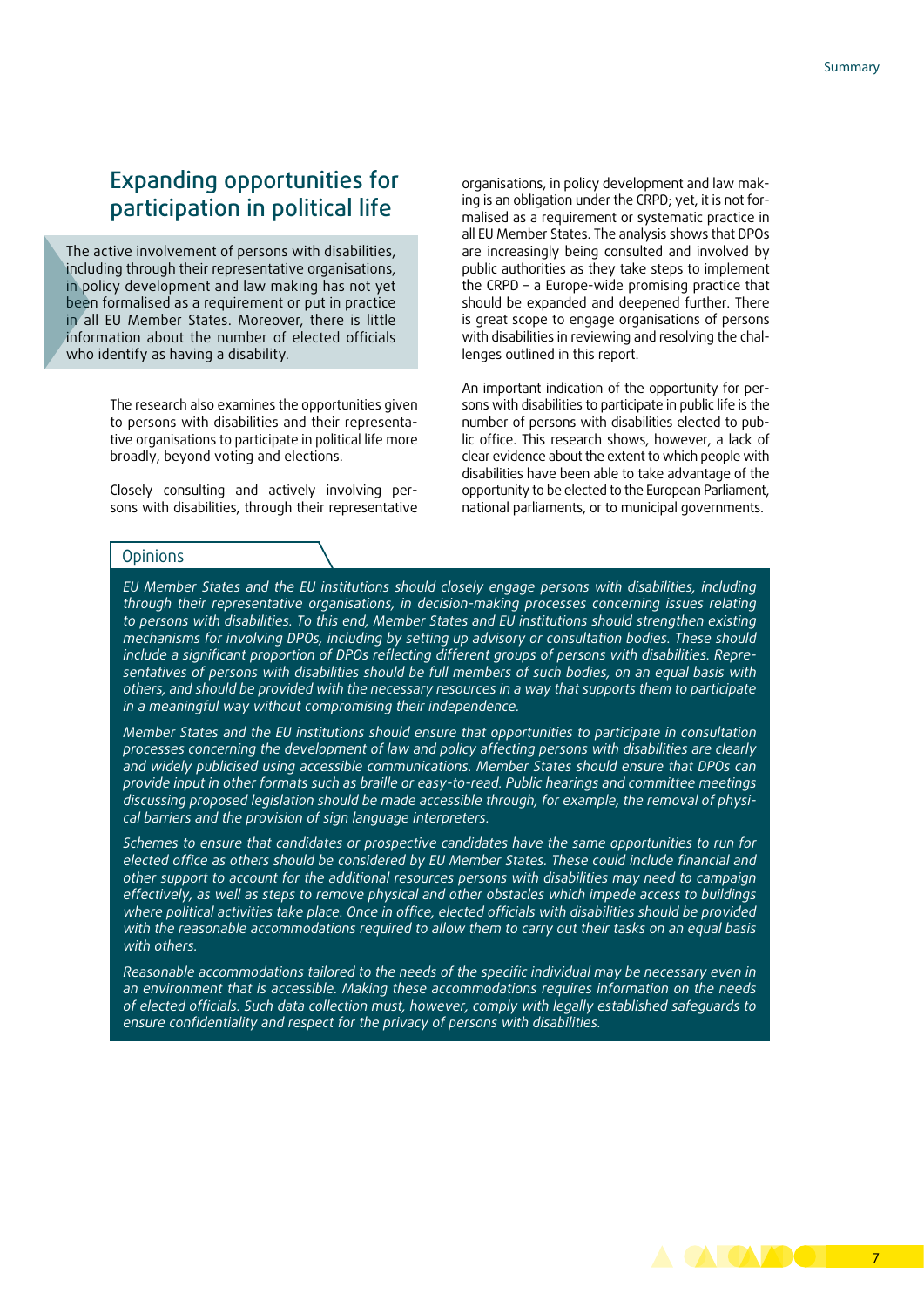## Expanding opportunities for participation in political life

The active involvement of persons with disabilities, including through their representative organisations, in policy development and law making has not yet been formalised as a requirement or put in practice in all EU Member States. Moreover, there is little information about the number of elected officials who identify as having a disability.

The research also examines the opportunities given to persons with disabilities and their representative organisations to participate in political life more broadly, beyond voting and elections.

Closely consulting and actively involving persons with disabilities, through their representative organisations, in policy development and law making is an obligation under the CRPD; yet, it is not formalised as a requirement or systematic practice in all EU Member States. The analysis shows that DPOs are increasingly being consulted and involved by public authorities as they take steps to implement the CRPD – a Europe-wide promising practice that should be expanded and deepened further. There is great scope to engage organisations of persons with disabilities in reviewing and resolving the challenges outlined in this report.

An important indication of the opportunity for persons with disabilities to participate in public life is the number of persons with disabilities elected to public office. This research shows, however, a lack of clear evidence about the extent to which people with disabilities have been able to take advantage of the opportunity to be elected to the European Parliament, national parliaments, or to municipal governments.

### Opinions

*EU Member States and the EU institutions should closely engage persons with disabilities, including through their representative organisations, in decision-making processes concerning issues relating to persons with disabilities. To this end, Member States and EU institutions should strengthen existing mechanisms for involving DPOs, including by setting up advisory or consultation bodies. These should include a significant proportion of DPOs reflecting different groups of persons with disabilities. Representatives of persons with disabilities should be full members of such bodies, on an equal basis with others, and should be provided with the necessary resources in a way that supports them to participate in a meaningful way without compromising their independence.*

*Member States and the EU institutions should ensure that opportunities to participate in consultation processes concerning the development of law and policy affecting persons with disabilities are clearly and widely publicised using accessible communications. Member States should ensure that DPOs can provide input in other formats such as braille or easy-to-read. Public hearings and committee meetings discussing proposed legislation should be made accessible through, for example, the removal of physical barriers and the provision of sign language interpreters.*

*Schemes to ensure that candidates or prospective candidates have the same opportunities to run for elected office as others should be considered by EU Member States. These could include financial and other support to account for the additional resources persons with disabilities may need to campaign effectively, as well as steps to remove physical and other obstacles which impede access to buildings where political activities take place. Once in office, elected officials with disabilities should be provided with the reasonable accommodations required to allow them to carry out their tasks on an equal basis with others.*

*Reasonable accommodations tailored to the needs of the specific individual may be necessary even in an environment that is accessible. Making these accommodations requires information on the needs of elected officials. Such data collection must, however, comply with legally established safeguards to ensure confidentiality and respect for the privacy of persons with disabilities.*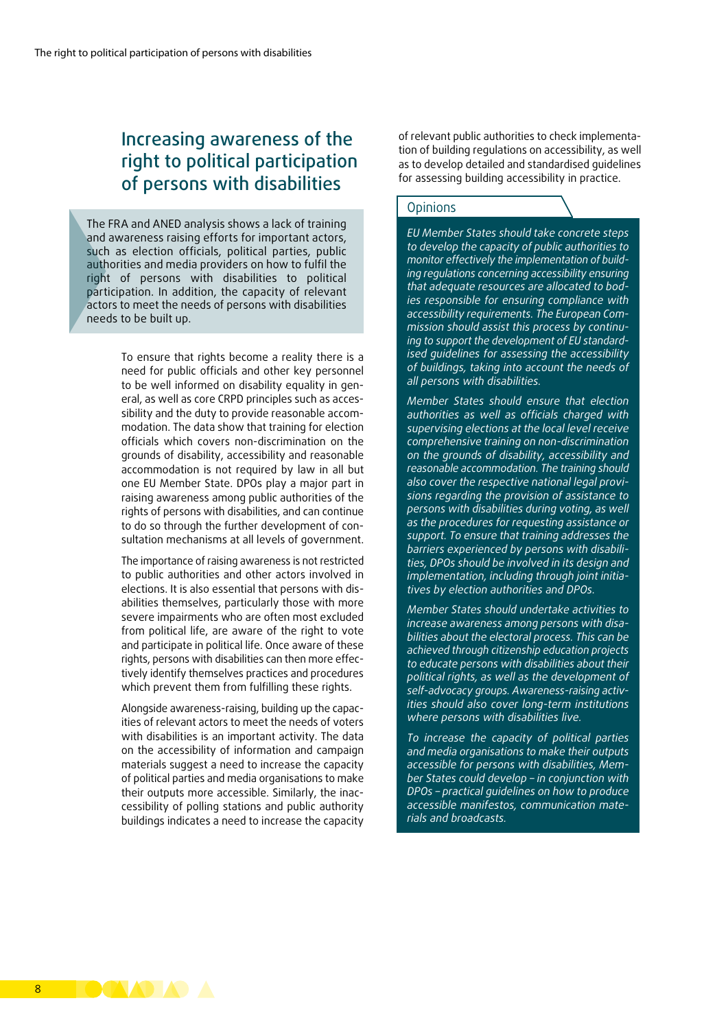## Increasing awareness of the right to political participation of persons with disabilities

The FRA and ANED analysis shows a lack of training and awareness raising efforts for important actors, such as election officials, political parties, public authorities and media providers on how to fulfil the right of persons with disabilities to political participation. In addition, the capacity of relevant actors to meet the needs of persons with disabilities needs to be built up.

To ensure that rights become a reality there is a need for public officials and other key personnel to be well informed on disability equality in general, as well as core CRPD principles such as accessibility and the duty to provide reasonable accommodation. The data show that training for election officials which covers non-discrimination on the grounds of disability, accessibility and reasonable accommodation is not required by law in all but one EU Member State. DPOs play a major part in raising awareness among public authorities of the rights of persons with disabilities, and can continue to do so through the further development of consultation mechanisms at all levels of government.

The importance of raising awareness is not restricted to public authorities and other actors involved in elections. It is also essential that persons with disabilities themselves, particularly those with more severe impairments who are often most excluded from political life, are aware of the right to vote and participate in political life. Once aware of these rights, persons with disabilities can then more effectively identify themselves practices and procedures which prevent them from fulfilling these rights.

Alongside awareness-raising, building up the capacities of relevant actors to meet the needs of voters with disabilities is an important activity. The data on the accessibility of information and campaign materials suggest a need to increase the capacity of political parties and media organisations to make their outputs more accessible. Similarly, the inaccessibility of polling stations and public authority buildings indicates a need to increase the capacity of relevant public authorities to check implementation of building regulations on accessibility, as well as to develop detailed and standardised guidelines for assessing building accessibility in practice.

### Opinions

*EU Member States should take concrete steps to develop the capacity of public authorities to monitor effectively the implementation of building regulations concerning accessibility ensuring that adequate resources are allocated to bodies responsible for ensuring compliance with accessibility requirements. The European Commission should assist this process by continuing to support the development of EU standardised guidelines for assessing the accessibility of buildings, taking into account the needs of all persons with disabilities.*

*Member States should ensure that election authorities as well as officials charged with supervising elections at the local level receive comprehensive training on non-discrimination on the grounds of disability, accessibility and reasonable accommodation. The training should also cover the respective national legal provisions regarding the provision of assistance to persons with disabilities during voting, as well as the procedures for requesting assistance or support. To ensure that training addresses the barriers experienced by persons with disabilities, DPOs should be involved in its design and implementation, including through joint initiatives by election authorities and DPOs.*

*Member States should undertake activities to increase awareness among persons with disabilities about the electoral process. This can be achieved through citizenship education projects to educate persons with disabilities about their political rights, as well as the development of self-advocacy groups. Awareness-raising activities should also cover long-term institutions where persons with disabilities live.*

*To increase the capacity of political parties and media organisations to make their outputs accessible for persons with disabilities, Member States could develop – in conjunction with DPOs – practical guidelines on how to produce accessible manifestos, communication materials and broadcasts.*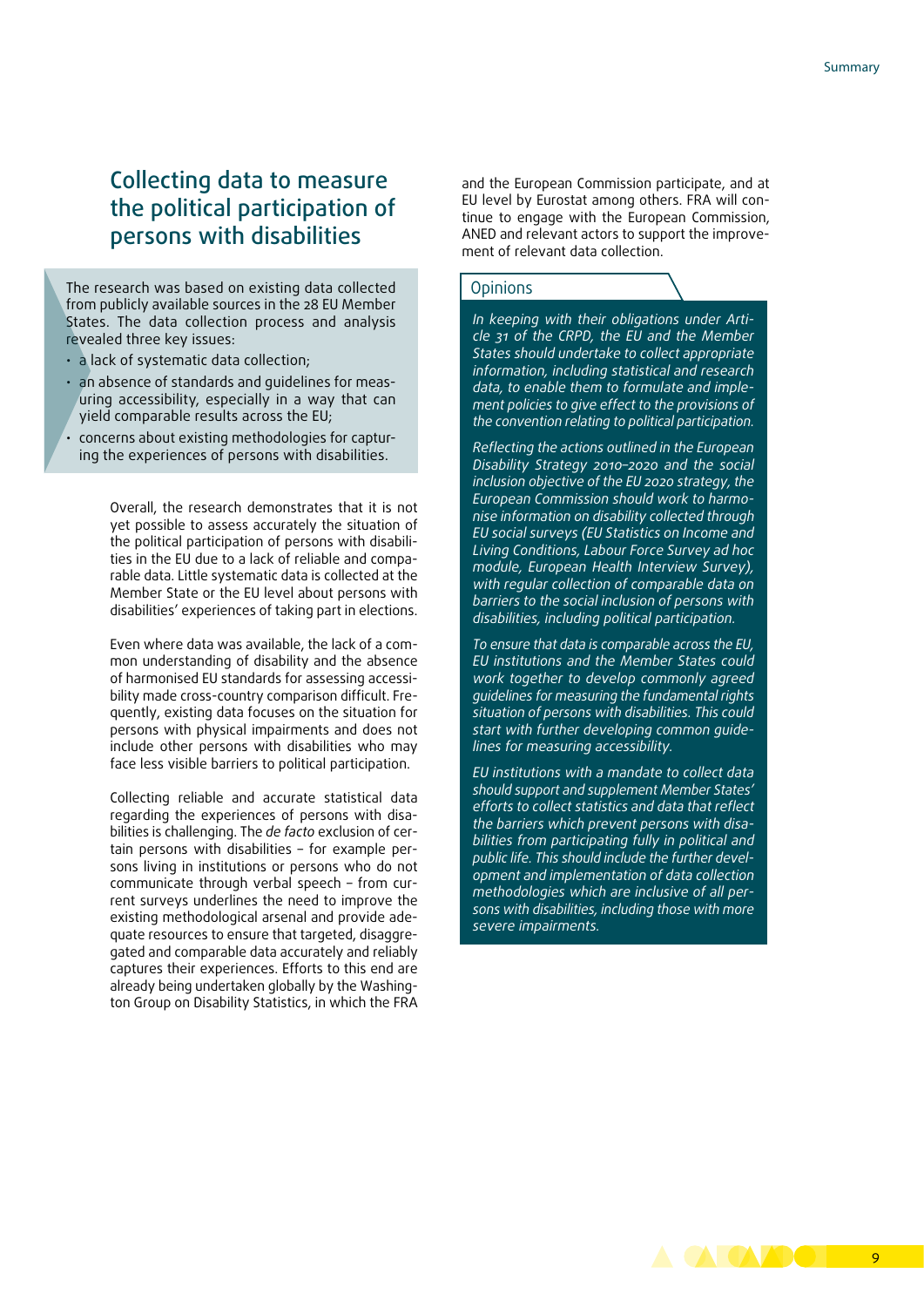## Collecting data to measure the political participation of persons with disabilities

The research was based on existing data collected from publicly available sources in the 28 EU Member States. The data collection process and analysis revealed three key issues:

- a lack of systematic data collection;
- an absence of standards and guidelines for measuring accessibility, especially in a way that can yield comparable results across the EU;
- concerns about existing methodologies for capturing the experiences of persons with disabilities.

Overall, the research demonstrates that it is not yet possible to assess accurately the situation of the political participation of persons with disabilities in the EU due to a lack of reliable and comparable data. Little systematic data is collected at the Member State or the EU level about persons with disabilities' experiences of taking part in elections.

Even where data was available, the lack of a common understanding of disability and the absence of harmonised EU standards for assessing accessibility made cross-country comparison difficult. Frequently, existing data focuses on the situation for persons with physical impairments and does not include other persons with disabilities who may face less visible barriers to political participation.

Collecting reliable and accurate statistical data regarding the experiences of persons with disabilities is challenging. The *de facto* exclusion of certain persons with disabilities – for example persons living in institutions or persons who do not communicate through verbal speech – from current surveys underlines the need to improve the existing methodological arsenal and provide adequate resources to ensure that targeted, disaggregated and comparable data accurately and reliably captures their experiences. Efforts to this end are already being undertaken globally by the Washington Group on Disability Statistics, in which the FRA and the European Commission participate, and at EU level by Eurostat among others. FRA will continue to engage with the European Commission, ANED and relevant actors to support the improvement of relevant data collection.

### Opinions

*In keeping with their obligations under Article 31 of the CRPD, the EU and the Member States should undertake to collect appropriate information, including statistical and research data, to enable them to formulate and implement policies to give effect to the provisions of the convention relating to political participation.*

*Reflecting the actions outlined in the European Disability Strategy 2010–2020 and the social inclusion objective of the EU 2020 strategy, the European Commission should work to harmonise information on disability collected through EU social surveys (EU Statistics on Income and Living Conditions, Labour Force Survey ad hoc module, European Health Interview Survey), with regular collection of comparable data on barriers to the social inclusion of persons with disabilities, including political participation.*

*To ensure that data is comparable across the EU, EU institutions and the Member States could work together to develop commonly agreed guidelines for measuring the fundamental rights situation of persons with disabilities. This could start with further developing common guidelines for measuring accessibility.*

*EU institutions with a mandate to collect data should support and supplement Member States' efforts to collect statistics and data that reflect the barriers which prevent persons with disabilities from participating fully in political and public life. This should include the further development and implementation of data collection methodologies which are inclusive of all persons with disabilities, including those with more severe impairments.*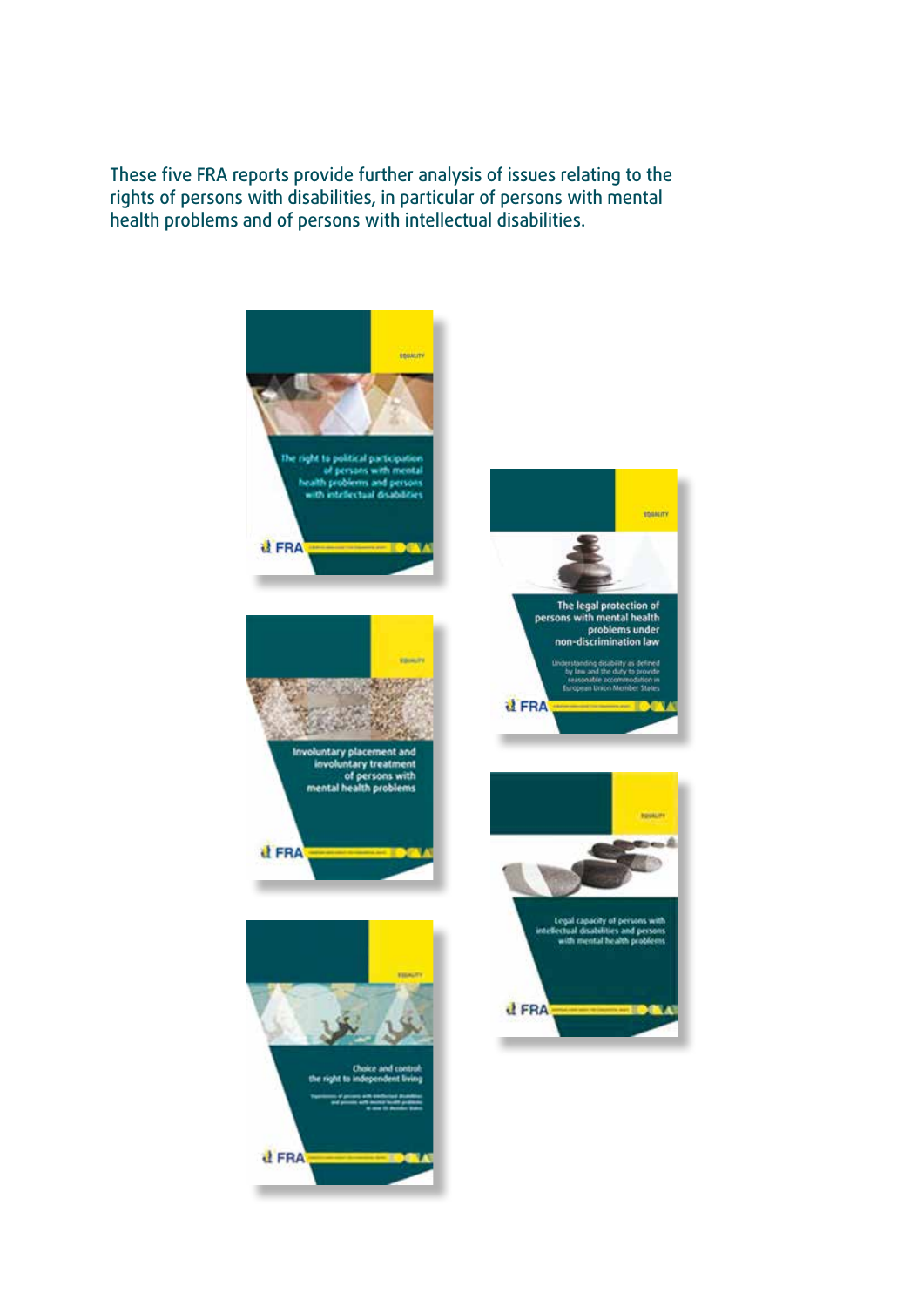These five FRA reports provide further analysis of issues relating to the rights of persons with disabilities, in particular of persons with mental health problems and of persons with intellectual disabilities.

The right to political participation of persons with mental health problems and persons with intellectual disabilities

The legal protection of persons with mental health problems under non-discrimination law

Understanding disability as defined by law and the duty to provide reasonable accommodation in European Union Member States

Involuntary placement and involuntary treatment of persons with mental health problems

Legal capacity of persons with intellectual disabilities and persons with mental health problems

Choice and control: the right to independent living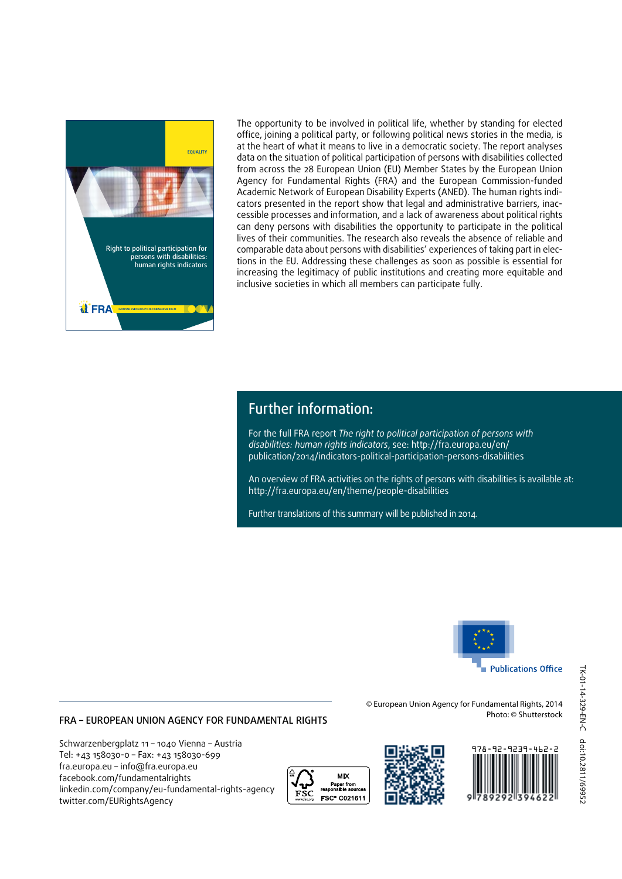The opportunity to be involved in political life, whether by standing for elected office, joining a political party, or following political news stories in the media, is at the heart of what it means to live in a democratic society. The report analyses data on the situation of political participation of persons with disabilities collected from across the 28 European Union (EU) Member States by the European Union Agency for Fundamental Rights (FRA) and the European Commission-funded Academic Network of European Disability Experts (ANED). The human rights indicators presented in the report show that legal and administrative barriers, inaccessible processes and information, and a lack of awareness about political rights can deny persons with disabilities the opportunity to participate in the political lives of their communities. The research also reveals the absence of reliable and comparable data about persons with disabilities' experiences of taking part in elections in the EU. Addressing these challenges as soon as possible is essential for increasing the legitimacy of public institutions and creating more equitable and inclusive societies in which all members can participate fully.

## Further information:

For the full FRA report *The right to political participation of persons with disabilities: human rights indicators*, see: http://fra.europa.eu/en/publication/2014/indicators-political-participation-persons-disabilities

An overview of FRA activities on the rights of persons with disabilities is available at: http://fra.europa.eu/en/theme/people-disabilities

Further translations of this summary will be published in 2014.

Publications Office

© European Union Agency for Fundamental Rights, 2014
Photo: © Shutterstock

TK-01-14-329-EN-C doi:10.2811/69952

FRA – EUROPEAN UNION AGENCY FOR FUNDAMENTAL RIGHTS

Schwarzenbergplatz 11 – 1040 Vienna – Austria
Tel: +43 158030-0 – Fax: +43 158030-699
fra.europa.eu – info@fra.europa.eu
facebook.com/fundamentalrights
linkedin.com/company/eu-fundamental-rights-agency
twitter.com/EURightsAgency

MIX
Paper from responsible sources
FSC® C021611

978-92-9239-462-2